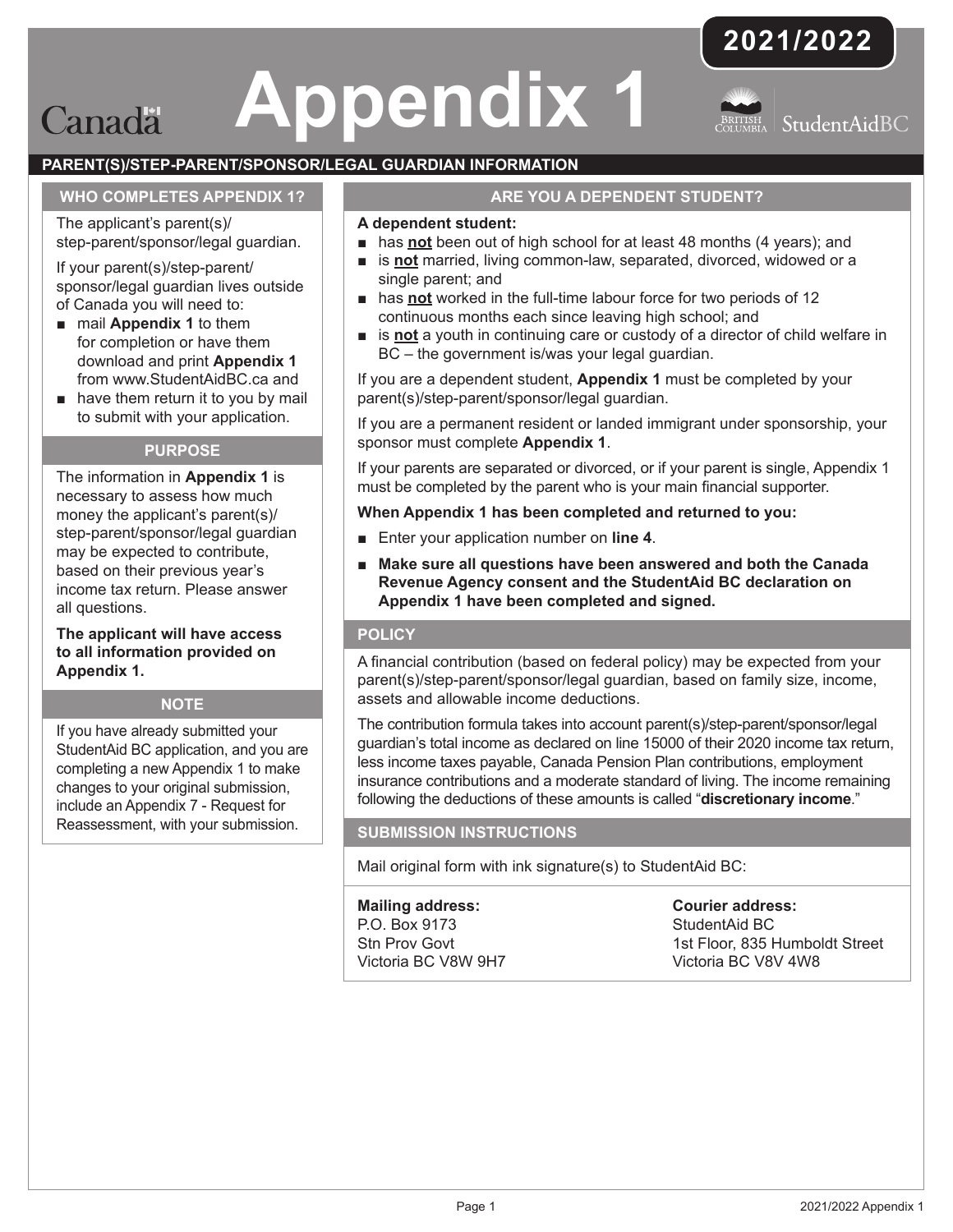# Appendix 1

**2021/2022**

Canada | StudentAidBC

## PARENT(S)/STEP-PARENT/SPONSOR/LEGAL GUARDIAN INFORMATION

### WHO COMPLETES APPENDIX 1?

The applicant's parent(s)/step-parent/sponsor/legal guardian.

If your parent(s)/step-parent/sponsor/legal guardian lives outside of Canada you will need to:

- mail **Appendix 1** to them for completion or have them download and print **Appendix 1** from www.StudentAidBC.ca and
- have them return it to you by mail to submit with your application.

### PURPOSE

The information in **Appendix 1** is necessary to assess how much money the applicant's parent(s)/step-parent/sponsor/legal guardian may be expected to contribute, based on their previous year's income tax return. Please answer all questions.

**The applicant will have access to all information provided on Appendix 1.**

### NOTE

If you have already submitted your StudentAid BC application, and you are completing a new Appendix 1 to make changes to your original submission, include an Appendix 7 - Request for Reassessment, with your submission.

### ARE YOU A DEPENDENT STUDENT?

**A dependent student:**

- has **not** been out of high school for at least 48 months (4 years); and
- is **not** married, living common-law, separated, divorced, widowed or a single parent; and
- has **not** worked in the full-time labour force for two periods of 12 continuous months each since leaving high school; and
- is **not** a youth in continuing care or custody of a director of child welfare in BC – the government is/was your legal guardian.

If you are a dependent student, **Appendix 1** must be completed by your parent(s)/step-parent/sponsor/legal guardian.

If you are a permanent resident or landed immigrant under sponsorship, your sponsor must complete **Appendix 1**.

If your parents are separated or divorced, or if your parent is single, Appendix 1 must be completed by the parent who is your main financial supporter.

**When Appendix 1 has been completed and returned to you:**

- Enter your application number on **line 4**.
- **Make sure all questions have been answered and both the Canada Revenue Agency consent and the StudentAid BC declaration on Appendix 1 have been completed and signed.**

### POLICY

A financial contribution (based on federal policy) may be expected from your parent(s)/step-parent/sponsor/legal guardian, based on family size, income, assets and allowable income deductions.

The contribution formula takes into account parent(s)/step-parent/sponsor/legal guardian's total income as declared on line 15000 of their 2020 income tax return, less income taxes payable, Canada Pension Plan contributions, employment insurance contributions and a moderate standard of living. The income remaining following the deductions of these amounts is called "**discretionary income**."

### SUBMISSION INSTRUCTIONS

Mail original form with ink signature(s) to StudentAid BC:

**Mailing address:**
P.O. Box 9173
Stn Prov Govt
Victoria BC V8W 9H7

**Courier address:**
StudentAid BC
1st Floor, 835 Humboldt Street
Victoria BC V8V 4W8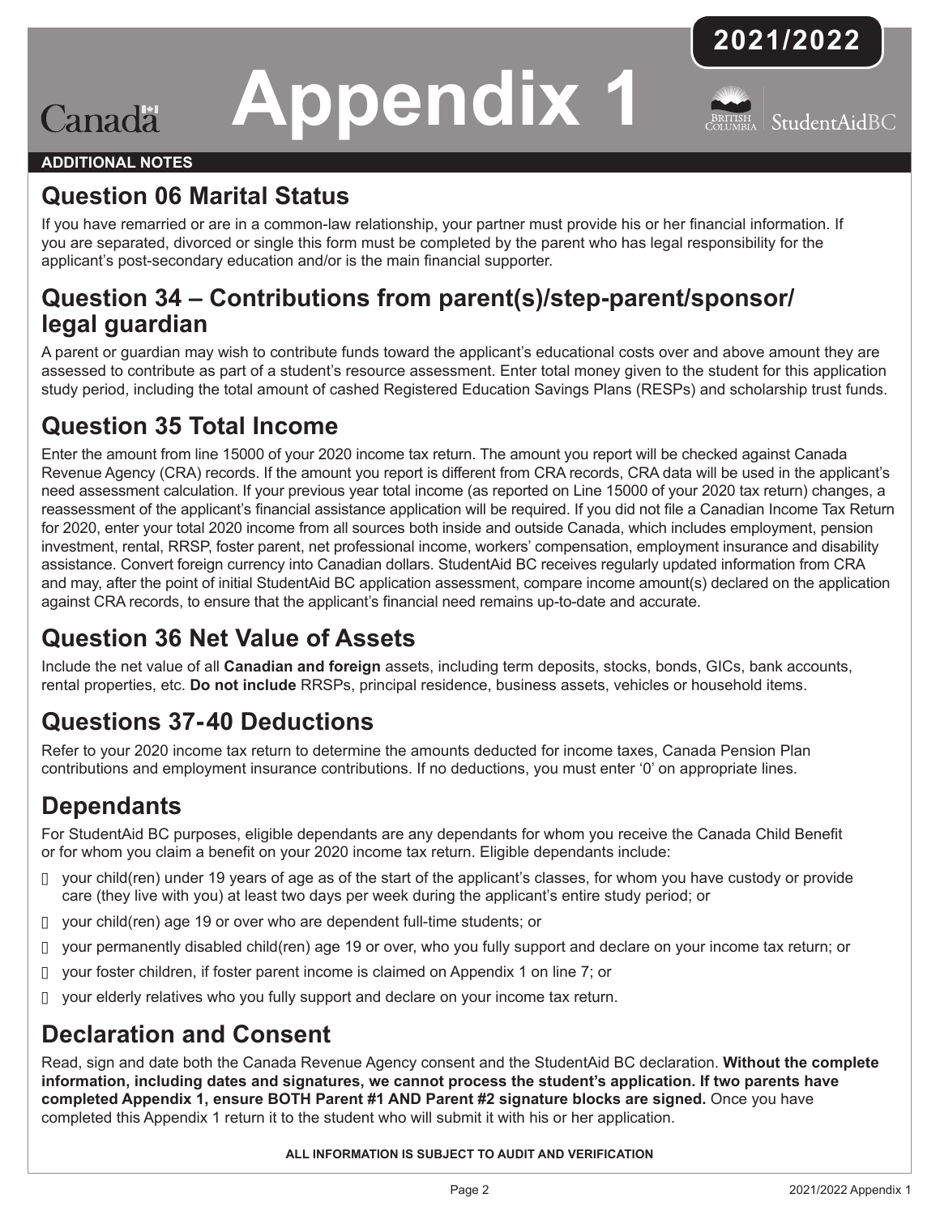# Appendix 1

**2021/2022**

**ADDITIONAL NOTES**

## Question 06 Marital Status

If you have remarried or are in a common-law relationship, your partner must provide his or her financial information. If you are separated, divorced or single this form must be completed by the parent who has legal responsibility for the applicant's post-secondary education and/or is the main financial supporter.

## Question 34 – Contributions from parent(s)/step-parent/sponsor/legal guardian

A parent or guardian may wish to contribute funds toward the applicant's educational costs over and above amount they are assessed to contribute as part of a student's resource assessment. Enter total money given to the student for this application study period, including the total amount of cashed Registered Education Savings Plans (RESPs) and scholarship trust funds.

## Question 35 Total Income

Enter the amount from line 15000 of your 2020 income tax return. The amount you report will be checked against Canada Revenue Agency (CRA) records. If the amount you report is different from CRA records, CRA data will be used in the applicant's need assessment calculation. If your previous year total income (as reported on Line 15000 of your 2020 tax return) changes, a reassessment of the applicant's financial assistance application will be required. If you did not file a Canadian Income Tax Return for 2020, enter your total 2020 income from all sources both inside and outside Canada, which includes employment, pension investment, rental, RRSP, foster parent, net professional income, workers' compensation, employment insurance and disability assistance. Convert foreign currency into Canadian dollars. StudentAid BC receives regularly updated information from CRA and may, after the point of initial StudentAid BC application assessment, compare income amount(s) declared on the application against CRA records, to ensure that the applicant's financial need remains up-to-date and accurate.

## Question 36 Net Value of Assets

Include the net value of all **Canadian and foreign** assets, including term deposits, stocks, bonds, GICs, bank accounts, rental properties, etc. **Do not include** RRSPs, principal residence, business assets, vehicles or household items.

## Questions 37-40 Deductions

Refer to your 2020 income tax return to determine the amounts deducted for income taxes, Canada Pension Plan contributions and employment insurance contributions. If no deductions, you must enter '0' on appropriate lines.

## Dependants

For StudentAid BC purposes, eligible dependants are any dependants for whom you receive the Canada Child Benefit or for whom you claim a benefit on your 2020 income tax return. Eligible dependants include:

- your child(ren) under 19 years of age as of the start of the applicant's classes, for whom you have custody or provide care (they live with you) at least two days per week during the applicant's entire study period; or
- your child(ren) age 19 or over who are dependent full-time students; or
- your permanently disabled child(ren) age 19 or over, who you fully support and declare on your income tax return; or
- your foster children, if foster parent income is claimed on Appendix 1 on line 7; or
- your elderly relatives who you fully support and declare on your income tax return.

## Declaration and Consent

Read, sign and date both the Canada Revenue Agency consent and the StudentAid BC declaration. **Without the complete information, including dates and signatures, we cannot process the student's application. If two parents have completed Appendix 1, ensure BOTH Parent #1 AND Parent #2 signature blocks are signed.** Once you have completed this Appendix 1 return it to the student who will submit it with his or her application.

**ALL INFORMATION IS SUBJECT TO AUDIT AND VERIFICATION**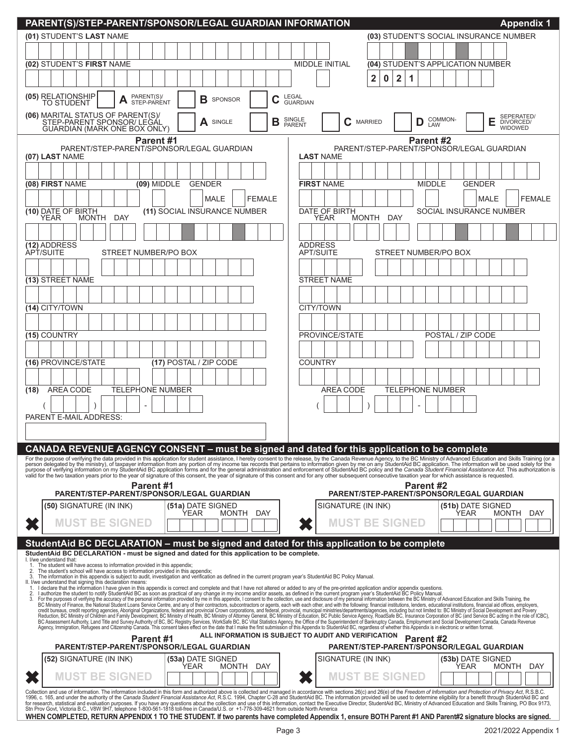# PARENT(S)/STEP-PARENT/SPONSOR/LEGAL GUARDIAN INFORMATION

**Appendix 1**

(01) STUDENT'S **LAST** NAME

(03) STUDENT'S SOCIAL INSURANCE NUMBER

(02) STUDENT'S **FIRST** NAME

MIDDLE INITIAL

(04) STUDENT'S APPLICATION NUMBER

2 0 2 1

(05) RELATIONSHIP TO STUDENT — **A** PARENT(S)/ STEP-PARENT — **B** SPONSOR — **C** LEGAL GUARDIAN

(06) MARITAL STATUS OF PARENT(S)/ STEP-PARENT SPONSOR/ LEGAL GUARDIAN (MARK ONE BOX ONLY) — **A** SINGLE — **B** SINGLE PARENT — **C** MARRIED — **D** COMMON-LAW — **E** SEPERATED/ DIVORCED/ WIDOWED

| Parent #1 PARENT/STEP-PARENT/SPONSOR/LEGAL GUARDIAN | Parent #2 PARENT/STEP-PARENT/SPONSOR/LEGAL GUARDIAN |
|---|---|
| (07) **LAST** NAME | **LAST** NAME |
| (08) **FIRST** NAME — (09) MIDDLE — GENDER: MALE / FEMALE | **FIRST** NAME — MIDDLE — GENDER: MALE / FEMALE |
| (10) DATE OF BIRTH (YEAR MONTH DAY) — (11) SOCIAL INSURANCE NUMBER | DATE OF BIRTH (YEAR MONTH DAY) — SOCIAL INSURANCE NUMBER |
| (12) ADDRESS APT/SUITE — STREET NUMBER/PO BOX | ADDRESS APT/SUITE — STREET NUMBER/PO BOX |
| (13) STREET NAME | STREET NAME |
| (14) CITY/TOWN | CITY/TOWN |
| (15) COUNTRY | PROVINCE/STATE — POSTAL / ZIP CODE |
| (16) PROVINCE/STATE — (17) POSTAL / ZIP CODE | COUNTRY |
| (18) AREA CODE — TELEPHONE NUMBER ( ) - | AREA CODE — TELEPHONE NUMBER ( ) - |
| PARENT E-MAIL ADDRESS: | |

## CANADA REVENUE AGENCY CONSENT – must be signed and dated for this application to be complete

For the purpose of verifying the data provided in this application for student assistance, I hereby consent to the release, by the Canada Revenue Agency, to the BC Ministry of Advanced Education and Skills Training (or a person delegated by the ministry), of taxpayer information from any portion of my income tax records that pertains to information given by me on any StudentAid BC application. The information will be used solely for the purpose of verifying information on my StudentAid BC application forms and for the general administration and enforcement of StudentAid BC policy and the *Canada Student Financial Assistance Act*. This authorization is valid for the two taxation years prior to the year of signature of this consent, the year of signature of this consent and for any other subsequent consecutive taxation year for which assistance is requested.

| Parent #1 PARENT/STEP-PARENT/SPONSOR/LEGAL GUARDIAN | | Parent #2 PARENT/STEP-PARENT/SPONSOR/LEGAL GUARDIAN | |
|---|---|---|---|
| (50) SIGNATURE (IN INK) | (51a) DATE SIGNED YEAR MONTH DAY | SIGNATURE (IN INK) | (51b) DATE SIGNED YEAR MONTH DAY |
| ✖ MUST BE SIGNED | | ✖ MUST BE SIGNED | |

## StudentAid BC DECLARATION – must be signed and dated for this application to be complete

**StudentAid BC DECLARATION - must be signed and dated for this application to be complete.**

I. I/we understand that:

1. The student will have access to information provided in this appendix;
2. The student's school will have access to information provided in this appendix;
3. The information in this appendix is subject to audit, investigation and verification as defined in the current program year's StudentAid BC Policy Manual.

II. I/we understand that signing this declaration means:

1. I declare that the information I have given in this appendix is correct and complete and that I have not altered or added to any of the pre-printed application and/or appendix questions.
2. I authorize the student to notify StudentAid BC as soon as practical of any change in my income and/or assets, as defined in the current program year's StudentAid BC Policy Manual.
3. For the purposes of verifying the accuracy of the personal information provided by me in this appendix, I consent to the collection, use and disclosure of my personal information between the BC Ministry of Advanced Education and Skills Training, the BC Ministry of Finance, the National Student Loans Service Centre, and any of their contractors, subcontractors or agents, each with each other, and with the following: financial institutions, lenders, educational institutions, financial aid offices, employers, credit bureaus, credit reporting agencies, Aboriginal Organizations, federal and provincial Crown corporations, and federal, provincial, municipal ministries/departments/agencies, including but not limited to: BC Ministry of Social Development and Povery Reduction, BC Ministry of Children and Family Development, BC Ministry of Health, BC Ministry of Attorney General, BC Ministry of Education, BC Public Service Agency, RoadSafe BC, Insurance Corporation of BC (and Service BC acting in the role of ICBC), BC Assessment Authority, Land Title and Survey Authority of BC, BC Registry Services, WorkSafe BC, BC Vital Statistics Agency, the Office of the Superintendent of Bankruptcy Canada, Employment and Social Development Canada, Canada Revenue Agency, Immigration, Refugees and Citizenship Canada. This consent takes effect on the date that I make the first submission of this Appendix to StudentAid BC, regardless of whether this Appendix is in electronic or written format.

**ALL INFORMATION IS SUBJECT TO AUDIT AND VERIFICATION**

| Parent #1 PARENT/STEP-PARENT/SPONSOR/LEGAL GUARDIAN | | Parent #2 PARENT/STEP-PARENT/SPONSOR/LEGAL GUARDIAN | |
|---|---|---|---|
| (52) SIGNATURE (IN INK) | (53a) DATE SIGNED YEAR MONTH DAY | SIGNATURE (IN INK) | (53b) DATE SIGNED YEAR MONTH DAY |
| ✖ MUST BE SIGNED | | ✖ MUST BE SIGNED | |

Collection and use of information. The information included in this form and authorized above is collected and managed in accordance with sections 26(c) and 26(e) of the *Freedom of Information and Protection of Privacy Act*, R.S.B.C. 1996, c. 165, and under the authority of the *Canada Student Financial Assistance Act*, R.S.C. 1994, Chapter C-28 and StudentAid BC. The information provided will be used to determine eligibility for a benefit through StudentAid BC and for research, statistical and evaluation purposes. If you have any questions about the collection and use of this information, contact the Executive Director, StudentAid BC, Ministry of Advanced Education and Skills Training, PO Box 9173, Stn Prov Govt, Victoria B.C., V8W 9H7, telephone 1-800-561-1818 toll-free in Canada/U.S. or +1-778-309-4621 from outside North America

**WHEN COMPLETED, RETURN APPENDIX 1 TO THE STUDENT. If two parents have completed Appendix 1, ensure BOTH Parent #1 AND Parent#2 signature blocks are signed.**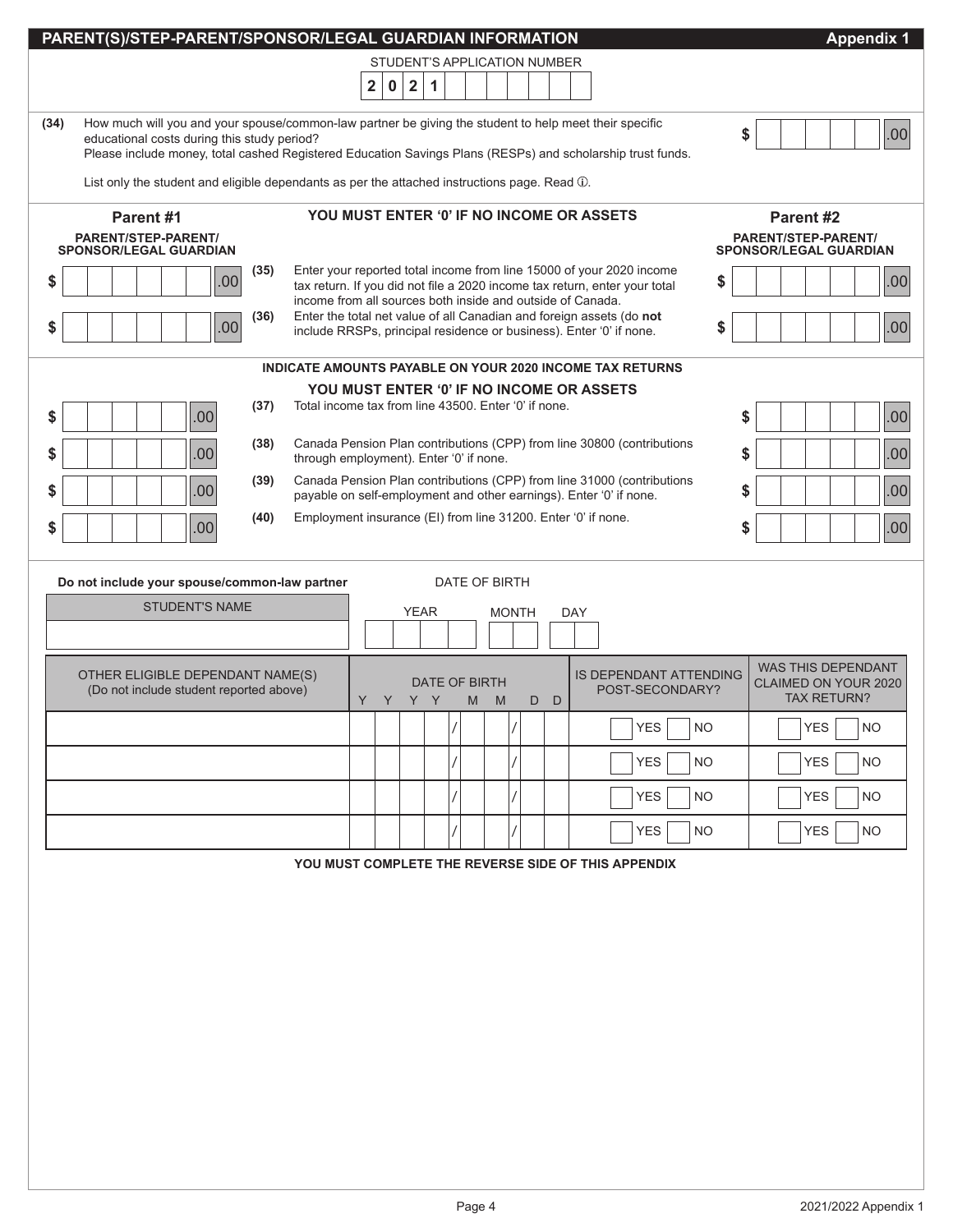## PARENT(S)/STEP-PARENT/SPONSOR/LEGAL GUARDIAN INFORMATION — Appendix 1

STUDENT'S APPLICATION NUMBER

2 0 2 1 _ _ _ _ _ _ _

**(34)** How much will you and your spouse/common-law partner be giving the student to help meet their specific educational costs during this study period?
Please include money, total cashed Registered Education Savings Plans (RESPs) and scholarship trust funds.

List only the student and eligible dependants as per the attached instructions page. Read ⓘ.

$ ______ .00

**YOU MUST ENTER '0' IF NO INCOME OR ASSETS**

| Parent #1 PARENT/STEP-PARENT/ SPONSOR/LEGAL GUARDIAN | | | Parent #2 PARENT/STEP-PARENT/ SPONSOR/LEGAL GUARDIAN |
|---|---|---|---|
| $ ______ .00 | **(35)** | Enter your reported total income from line 15000 of your 2020 income tax return. If you did not file a 2020 income tax return, enter your total income from all sources both inside and outside of Canada. | $ ______ .00 |
| $ ______ .00 | **(36)** | Enter the total net value of all Canadian and foreign assets (do **not** include RRSPs, principal residence or business). Enter '0' if none. | $ ______ .00 |

**INDICATE AMOUNTS PAYABLE ON YOUR 2020 INCOME TAX RETURNS**

**YOU MUST ENTER '0' IF NO INCOME OR ASSETS**

| Parent #1 | | | Parent #2 |
|---|---|---|---|
| $ ______ .00 | **(37)** | Total income tax from line 43500. Enter '0' if none. | $ ______ .00 |
| $ ______ .00 | **(38)** | Canada Pension Plan contributions (CPP) from line 30800 (contributions through employment). Enter '0' if none. | $ ______ .00 |
| $ ______ .00 | **(39)** | Canada Pension Plan contributions (CPP) from line 31000 (contributions payable on self-employment and other earnings). Enter '0' if none. | $ ______ .00 |
| $ ______ .00 | **(40)** | Employment insurance (EI) from line 31200. Enter '0' if none. | $ ______ .00 |

**Do not include your spouse/common-law partner**

| STUDENT'S NAME | DATE OF BIRTH YEAR | MONTH | DAY |
|---|---|---|---|
| | | | |

| OTHER ELIGIBLE DEPENDANT NAME(S) (Do not include student reported above) | DATE OF BIRTH Y Y Y Y / M M / D D | IS DEPENDANT ATTENDING POST-SECONDARY? | WAS THIS DEPENDANT CLAIMED ON YOUR 2020 TAX RETURN? |
|---|---|---|---|
| | / / | ☐ YES ☐ NO | ☐ YES ☐ NO |
| | / / | ☐ YES ☐ NO | ☐ YES ☐ NO |
| | / / | ☐ YES ☐ NO | ☐ YES ☐ NO |
| | / / | ☐ YES ☐ NO | ☐ YES ☐ NO |

**YOU MUST COMPLETE THE REVERSE SIDE OF THIS APPENDIX**